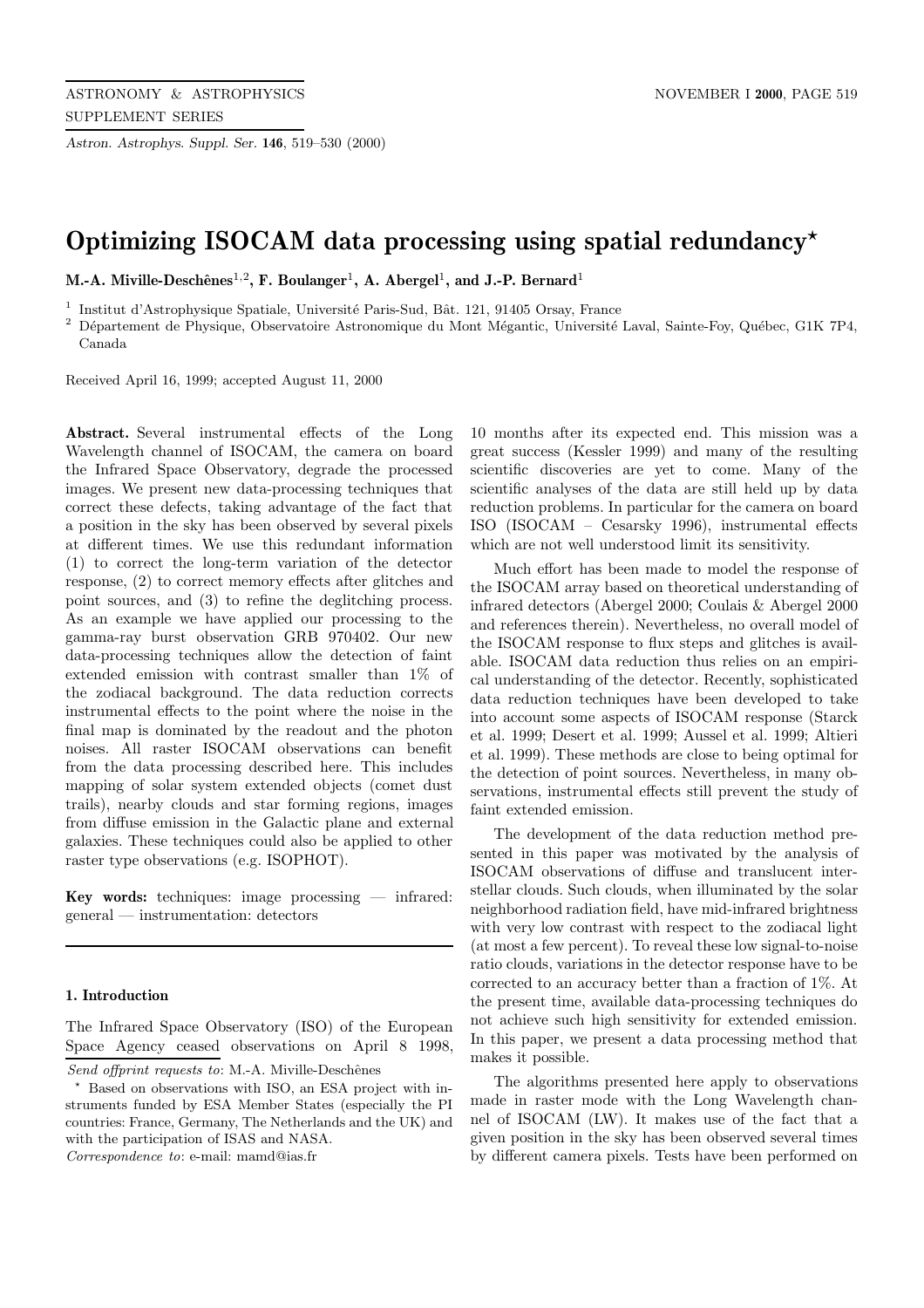# Optimizing ISOCAM data processing using spatial redundancy*

**M.-A. Miville-Deschênes[1,2], F. Boulanger[1], A. Abergel[1], and J.-P. Bernard[1]**

[1] Institut d'Astrophysique Spatiale, Université Paris-Sud, Bât. 121, 91405 Orsay, France

[2] Département de Physique, Observatoire Astronomique du Mont Mégantic, Université Laval, Sainte-Foy, Québec, G1K 7P4, Canada

Received April 16, 1999; accepted August 11, 2000

**Abstract.** Several instrumental effects of the Long Wavelength channel of ISOCAM, the camera on board the Infrared Space Observatory, degrade the processed images. We present new data-processing techniques that correct these defects, taking advantage of the fact that a position in the sky has been observed by several pixels at different times. We use this redundant information (1) to correct the long-term variation of the detector response, (2) to correct memory effects after glitches and point sources, and (3) to refine the deglitching process. As an example we have applied our processing to the gamma-ray burst observation GRB 970402. Our new data-processing techniques allow the detection of faint extended emission with contrast smaller than 1% of the zodiacal background. The data reduction corrects instrumental effects to the point where the noise in the final map is dominated by the readout and the photon noises. All raster ISOCAM observations can benefit from the data processing described here. This includes mapping of solar system extended objects (comet dust trails), nearby clouds and star forming regions, images from diffuse emission in the Galactic plane and external galaxies. These techniques could also be applied to other raster type observations (e.g. ISOPHOT).

**Key words:** techniques: image processing — infrared: general — instrumentation: detectors

## 1. Introduction

The Infrared Space Observatory (ISO) of the European Space Agency ceased observations on April 8 1998, 10 months after its expected end. This mission was a great success (Kessler 1999) and many of the resulting scientific discoveries are yet to come. Many of the scientific analyses of the data are still held up by data reduction problems. In particular for the camera on board ISO (ISOCAM – Cesarsky 1996), instrumental effects which are not well understood limit its sensitivity.

Much effort has been made to model the response of the ISOCAM array based on theoretical understanding of infrared detectors (Abergel 2000; Coulais & Abergel 2000 and references therein). Nevertheless, no overall model of the ISOCAM response to flux steps and glitches is available. ISOCAM data reduction thus relies on an empirical understanding of the detector. Recently, sophisticated data reduction techniques have been developed to take into account some aspects of ISOCAM response (Starck et al. 1999; Desert et al. 1999; Aussel et al. 1999; Altieri et al. 1999). These methods are close to being optimal for the detection of point sources. Nevertheless, in many observations, instrumental effects still prevent the study of faint extended emission.

The development of the data reduction method presented in this paper was motivated by the analysis of ISOCAM observations of diffuse and translucent interstellar clouds. Such clouds, when illuminated by the solar neighborhood radiation field, have mid-infrared brightness with very low contrast with respect to the zodiacal light (at most a few percent). To reveal these low signal-to-noise ratio clouds, variations in the detector response have to be corrected to an accuracy better than a fraction of 1%. At the present time, available data-processing techniques do not achieve such high sensitivity for extended emission. In this paper, we present a data processing method that makes it possible.

The algorithms presented here apply to observations made in raster mode with the Long Wavelength channel of ISOCAM (LW). It makes use of the fact that a given position in the sky has been observed several times by different camera pixels. Tests have been performed on

---

*Send offprint requests to*: M.-A. Miville-Deschênes

* Based on observations with ISO, an ESA project with instruments funded by ESA Member States (especially the PI countries: France, Germany, The Netherlands and the UK) and with the participation of ISAS and NASA.

*Correspondence to*: e-mail: mamd@ias.fr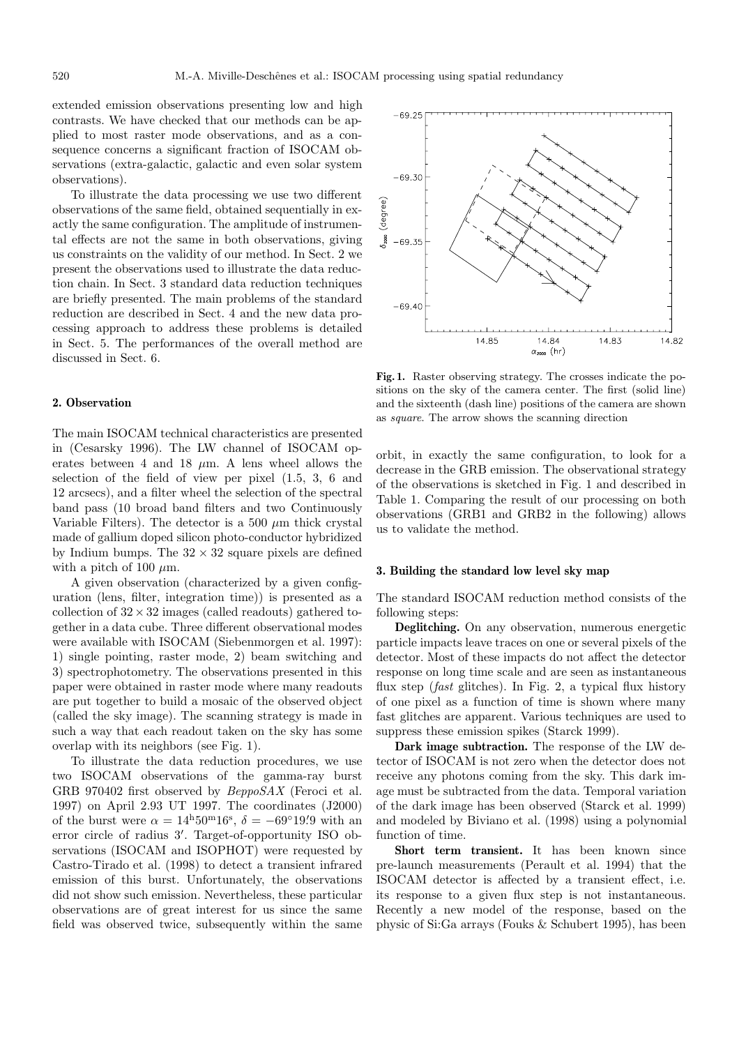extended emission observations presenting low and high contrasts. We have checked that our methods can be applied to most raster mode observations, and as a consequence concerns a significant fraction of ISOCAM observations (extra-galactic, galactic and even solar system observations).

To illustrate the data processing we use two different observations of the same field, obtained sequentially in exactly the same configuration. The amplitude of instrumental effects are not the same in both observations, giving us constraints on the validity of our method. In Sect. 2 we present the observations used to illustrate the data reduction chain. In Sect. 3 standard data reduction techniques are briefly presented. The main problems of the standard reduction are described in Sect. 4 and the new data processing approach to address these problems is detailed in Sect. 5. The performances of the overall method are discussed in Sect. 6.

## 2. Observation

The main ISOCAM technical characteristics are presented in (Cesarsky 1996). The LW channel of ISOCAM operates between 4 and 18 $\mu$m. A lens wheel allows the selection of the field of view per pixel (1.5, 3, 6 and 12 arcsecs), and a filter wheel the selection of the spectral band pass (10 broad band filters and two Continuously Variable Filters). The detector is a 500 $\mu$m thick crystal made of gallium doped silicon photo-conductor hybridized by Indium bumps. The $32 \times 32$ square pixels are defined with a pitch of 100 $\mu$m.

A given observation (characterized by a given configuration (lens, filter, integration time)) is presented as a collection of $32 \times 32$ images (called readouts) gathered together in a data cube. Three different observational modes were available with ISOCAM (Siebenmorgen et al. 1997): 1) single pointing, raster mode, 2) beam switching and 3) spectrophotometry. The observations presented in this paper were obtained in raster mode where many readouts are put together to build a mosaic of the observed object (called the sky image). The scanning strategy is made in such a way that each readout taken on the sky has some overlap with its neighbors (see Fig. 1).

To illustrate the data reduction procedures, we use two ISOCAM observations of the gamma-ray burst GRB 970402 first observed by *BeppoSAX* (Feroci et al. 1997) on April 2.93 UT 1997. The coordinates (J2000) of the burst were $\alpha = 14^{\rm h}50^{\rm m}16^{\rm s}$, $\delta = -69°19'\!.9$ with an error circle of radius $3'$. Target-of-opportunity ISO observations (ISOCAM and ISOPHOT) were requested by Castro-Tirado et al. (1998) to detect a transient infrared emission of this burst. Unfortunately, the observations did not show such emission. Nevertheless, these particular observations are of great interest for us since the same field was observed twice, subsequently within the same orbit, in exactly the same configuration, to look for a decrease in the GRB emission. The observational strategy of the observations is sketched in Fig. 1 and described in Table 1. Comparing the result of our processing on both observations (GRB1 and GRB2 in the following) allows us to validate the method.

**Fig. 1.** Raster observing strategy. The crosses indicate the positions on the sky of the camera center. The first (solid line) and the sixteenth (dash line) positions of the camera are shown as *square*. The arrow shows the scanning direction

## 3. Building the standard low level sky map

The standard ISOCAM reduction method consists of the following steps:

**Deglitching.** On any observation, numerous energetic particle impacts leave traces on one or several pixels of the detector. Most of these impacts do not affect the detector response on long time scale and are seen as instantaneous flux step (*fast* glitches). In Fig. 2, a typical flux history of one pixel as a function of time is shown where many fast glitches are apparent. Various techniques are used to suppress these emission spikes (Starck 1999).

**Dark image subtraction.** The response of the LW detector of ISOCAM is not zero when the detector does not receive any photons coming from the sky. This dark image must be subtracted from the data. Temporal variation of the dark image has been observed (Starck et al. 1999) and modeled by Biviano et al. (1998) using a polynomial function of time.

**Short term transient.** It has been known since pre-launch measurements (Perault et al. 1994) that the ISOCAM detector is affected by a transient effect, i.e. its response to a given flux step is not instantaneous. Recently a new model of the response, based on the physic of Si:Ga arrays (Fouks & Schubert 1995), has been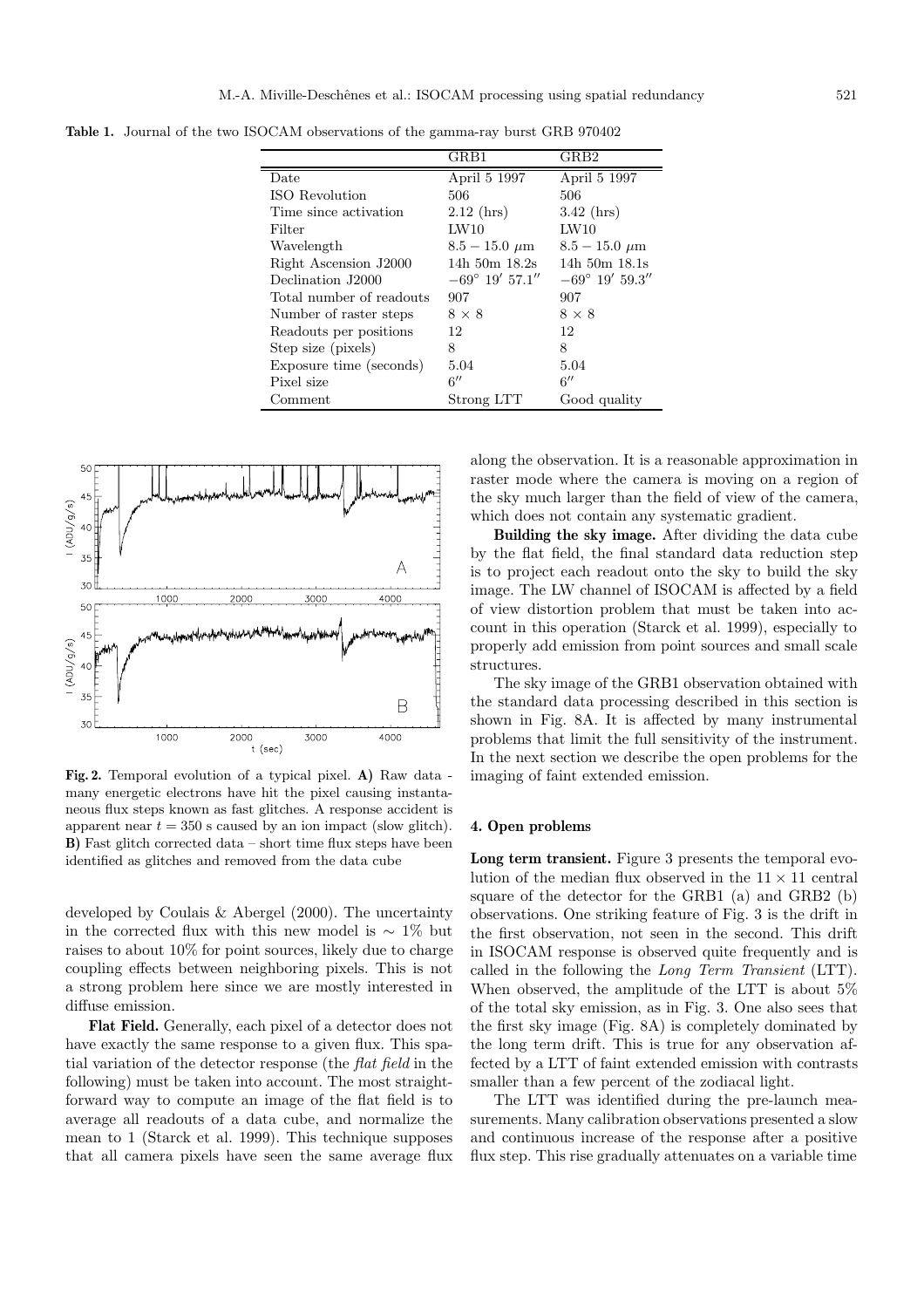**Table 1.** Journal of the two ISOCAM observations of the gamma-ray burst GRB 970402

| | GRB1 | GRB2 |
|---|---|---|
| Date | April 5 1997 | April 5 1997 |
| ISO Revolution | 506 | 506 |
| Time since activation | 2.12 (hrs) | 3.42 (hrs) |
| Filter | LW10 | LW10 |
| Wavelength | $8.5 - 15.0$ $\mu$m | $8.5 - 15.0$ $\mu$m |
| Right Ascension J2000 | 14h 50m 18.2s | 14h 50m 18.1s |
| Declination J2000 | $-69^\circ$ $19'$ $57.1''$ | $-69^\circ$ $19'$ $59.3''$ |
| Total number of readouts | 907 | 907 |
| Number of raster steps | $8 \times 8$ | $8 \times 8$ |
| Readouts per positions | 12 | 12 |
| Step size (pixels) | 8 | 8 |
| Exposure time (seconds) | 5.04 | 5.04 |
| Pixel size | $6''$ | $6''$ |
| Comment | Strong LTT | Good quality |

**Fig. 2.** Temporal evolution of a typical pixel. **A)** Raw data - many energetic electrons have hit the pixel causing instantaneous flux steps known as fast glitches. A response accident is apparent near $t = 350$ s caused by an ion impact (slow glitch). **B)** Fast glitch corrected data – short time flux steps have been identified as glitches and removed from the data cube

developed by Coulais & Abergel (2000). The uncertainty in the corrected flux with this new model is $\sim 1\%$ but raises to about 10% for point sources, likely due to charge coupling effects between neighboring pixels. This is not a strong problem here since we are mostly interested in diffuse emission.

**Flat Field.** Generally, each pixel of a detector does not have exactly the same response to a given flux. This spatial variation of the detector response (the *flat field* in the following) must be taken into account. The most straightforward way to compute an image of the flat field is to average all readouts of a data cube, and normalize the mean to 1 (Starck et al. 1999). This technique supposes that all camera pixels have seen the same average flux along the observation. It is a reasonable approximation in raster mode where the camera is moving on a region of the sky much larger than the field of view of the camera, which does not contain any systematic gradient.

**Building the sky image.** After dividing the data cube by the flat field, the final standard data reduction step is to project each readout onto the sky to build the sky image. The LW channel of ISOCAM is affected by a field of view distortion problem that must be taken into account in this operation (Starck et al. 1999), especially to properly add emission from point sources and small scale structures.

The sky image of the GRB1 observation obtained with the standard data processing described in this section is shown in Fig. 8A. It is affected by many instrumental problems that limit the full sensitivity of the instrument. In the next section we describe the open problems for the imaging of faint extended emission.

## 4. Open problems

**Long term transient.** Figure 3 presents the temporal evolution of the median flux observed in the $11 \times 11$ central square of the detector for the GRB1 (a) and GRB2 (b) observations. One striking feature of Fig. 3 is the drift in the first observation, not seen in the second. This drift in ISOCAM response is observed quite frequently and is called in the following the *Long Term Transient* (LTT). When observed, the amplitude of the LTT is about 5% of the total sky emission, as in Fig. 3. One also sees that the first sky image (Fig. 8A) is completely dominated by the long term drift. This is true for any observation affected by a LTT of faint extended emission with contrasts smaller than a few percent of the zodiacal light.

The LTT was identified during the pre-launch measurements. Many calibration observations presented a slow and continuous increase of the response after a positive flux step. This rise gradually attenuates on a variable time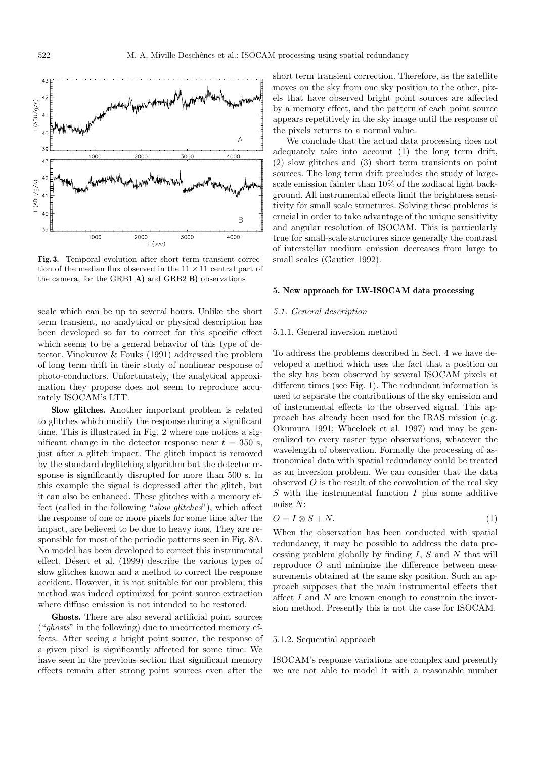Fig. 3. Temporal evolution after short term transient correction of the median flux observed in the $11 \times 11$ central part of the camera, for the GRB1 **A)** and GRB2 **B)** observations

scale which can be up to several hours. Unlike the short term transient, no analytical or physical description has been developed so far to correct for this specific effect which seems to be a general behavior of this type of detector. Vinokurov & Fouks (1991) addressed the problem of long term drift in their study of nonlinear response of photo-conductors. Unfortunately, the analytical approximation they propose does not seem to reproduce accurately ISOCAM's LTT.

**Slow glitches.** Another important problem is related to glitches which modify the response during a significant time. This is illustrated in Fig. 2 where one notices a significant change in the detector response near $t = 350$ s, just after a glitch impact. The glitch impact is removed by the standard deglitching algorithm but the detector response is significantly disrupted for more than 500 s. In this example the signal is depressed after the glitch, but it can also be enhanced. These glitches with a memory effect (called in the following "*slow glitches*"), which affect the response of one or more pixels for some time after the impact, are believed to be due to heavy ions. They are responsible for most of the periodic patterns seen in Fig. 8A. No model has been developed to correct this instrumental effect. Désert et al. (1999) describe the various types of slow glitches known and a method to correct the response accident. However, it is not suitable for our problem; this method was indeed optimized for point source extraction where diffuse emission is not intended to be restored.

**Ghosts.** There are also several artificial point sources ("*ghosts*" in the following) due to uncorrected memory effects. After seeing a bright point source, the response of a given pixel is significantly affected for some time. We have seen in the previous section that significant memory effects remain after strong point sources even after the short term transient correction. Therefore, as the satellite moves on the sky from one sky position to the other, pixels that have observed bright point sources are affected by a memory effect, and the pattern of each point source appears repetitively in the sky image until the response of the pixels returns to a normal value.

We conclude that the actual data processing does not adequately take into account (1) the long term drift, (2) slow glitches and (3) short term transients on point sources. The long term drift precludes the study of large-scale emission fainter than 10% of the zodiacal light background. All instrumental effects limit the brightness sensitivity for small scale structures. Solving these problems is crucial in order to take advantage of the unique sensitivity and angular resolution of ISOCAM. This is particularly true for small-scale structures since generally the contrast of interstellar medium emission decreases from large to small scales (Gautier 1992).

## 5. New approach for LW-ISOCAM data processing

### 5.1. General description

#### 5.1.1. General inversion method

To address the problems described in Sect. 4 we have developed a method which uses the fact that a position on the sky has been observed by several ISOCAM pixels at different times (see Fig. 1). The redundant information is used to separate the contributions of the sky emission and of instrumental effects to the observed signal. This approach has already been used for the IRAS mission (e.g. Okumura 1991; Wheelock et al. 1997) and may be generalized to every raster type observations, whatever the wavelength of observation. Formally the processing of astronomical data with spatial redundancy could be treated as an inversion problem. We can consider that the data observed $O$ is the result of the convolution of the real sky $S$ with the instrumental function $I$ plus some additive noise $N$:

$$O = I \otimes S + N. \tag{1}$$

When the observation has been conducted with spatial redundancy, it may be possible to address the data processing problem globally by finding $I$, $S$ and $N$ that will reproduce $O$ and minimize the difference between measurements obtained at the same sky position. Such an approach supposes that the main instrumental effects that affect $I$ and $N$ are known enough to constrain the inversion method. Presently this is not the case for ISOCAM.

#### 5.1.2. Sequential approach

ISOCAM's response variations are complex and presently we are not able to model it with a reasonable number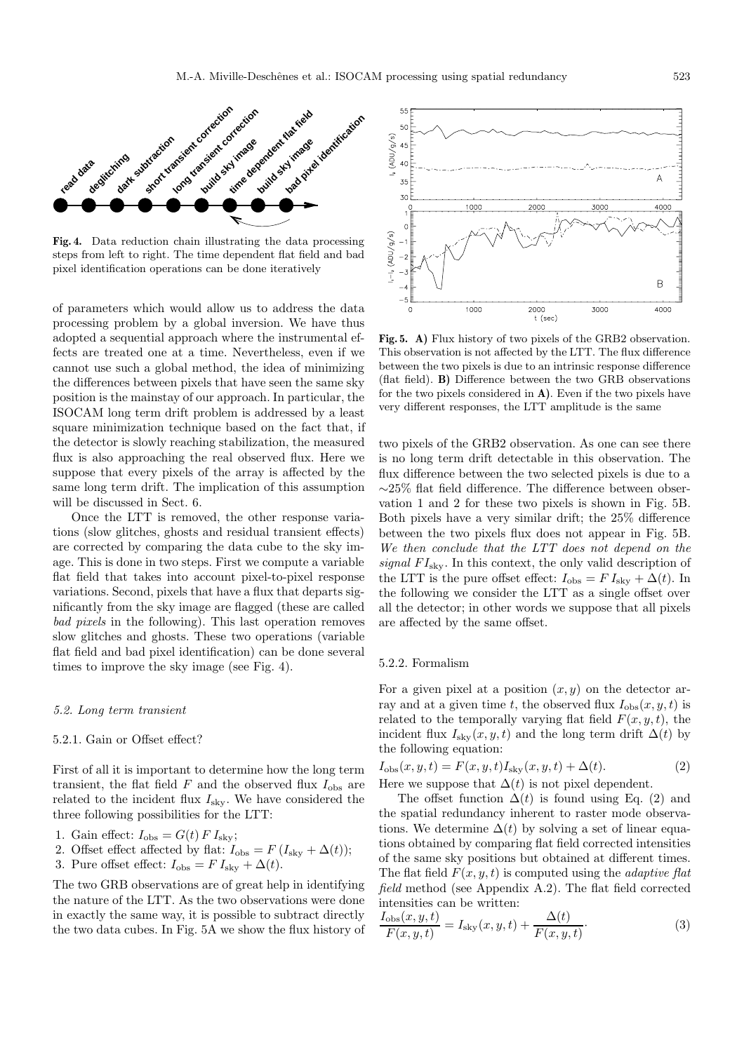**Fig. 4.** Data reduction chain illustrating the data processing steps from left to right. The time dependent flat field and bad pixel identification operations can be done iteratively

of parameters which would allow us to address the data processing problem by a global inversion. We have thus adopted a sequential approach where the instrumental effects are treated one at a time. Nevertheless, even if we cannot use such a global method, the idea of minimizing the differences between pixels that have seen the same sky position is the mainstay of our approach. In particular, the ISOCAM long term drift problem is addressed by a least square minimization technique based on the fact that, if the detector is slowly reaching stabilization, the measured flux is also approaching the real observed flux. Here we suppose that every pixels of the array is affected by the same long term drift. The implication of this assumption will be discussed in Sect. 6.

Once the LTT is removed, the other response variations (slow glitches, ghosts and residual transient effects) are corrected by comparing the data cube to the sky image. This is done in two steps. First we compute a variable flat field that takes into account pixel-to-pixel response variations. Second, pixels that have a flux that departs significantly from the sky image are flagged (these are called *bad pixels* in the following). This last operation removes slow glitches and ghosts. These two operations (variable flat field and bad pixel identification) can be done several times to improve the sky image (see Fig. 4).

### *5.2. Long term transient*

#### 5.2.1. Gain or Offset effect?

First of all it is important to determine how the long term transient, the flat field $F$ and the observed flux $I_{\rm obs}$ are related to the incident flux $I_{\rm sky}$. We have considered the three following possibilities for the LTT:

1. Gain effect: $I_{\rm obs} = G(t)\, F\, I_{\rm sky}$;
2. Offset effect affected by flat: $I_{\rm obs} = F\,(I_{\rm sky} + \Delta(t))$;
3. Pure offset effect: $I_{\rm obs} = F\, I_{\rm sky} + \Delta(t)$.

The two GRB observations are of great help in identifying the nature of the LTT. As the two observations were done in exactly the same way, it is possible to subtract directly the two data cubes. In Fig. 5A we show the flux history of two pixels of the GRB2 observation. As one can see there is no long term drift detectable in this observation. The flux difference between the two selected pixels is due to a ∼25% flat field difference. The difference between observation 1 and 2 for these two pixels is shown in Fig. 5B. Both pixels have a very similar drift; the 25% difference between the two pixels flux does not appear in Fig. 5B. *We then conclude that the LTT does not depend on the signal* $FI_{\rm sky}$. In this context, the only valid description of the LTT is the pure offset effect: $I_{\rm obs} = F\, I_{\rm sky} + \Delta(t)$. In the following we consider the LTT as a single offset over all the detector; in other words we suppose that all pixels are affected by the same offset.

**Fig. 5. A)** Flux history of two pixels of the GRB2 observation. This observation is not affected by the LTT. The flux difference between the two pixels is due to an intrinsic response difference (flat field). **B)** Difference between the two GRB observations for the two pixels considered in **A)**. Even if the two pixels have very different responses, the LTT amplitude is the same

#### 5.2.2. Formalism

For a given pixel at a position $(x, y)$ on the detector array and at a given time $t$, the observed flux $I_{\rm obs}(x, y, t)$ is related to the temporally varying flat field $F(x, y, t)$, the incident flux $I_{\rm sky}(x, y, t)$ and the long term drift $\Delta(t)$ by the following equation:

$$I_{\rm obs}(x, y, t) = F(x, y, t) I_{\rm sky}(x, y, t) + \Delta(t). \tag{2}$$

Here we suppose that $\Delta(t)$ is not pixel dependent.

The offset function $\Delta(t)$ is found using Eq. (2) and the spatial redundancy inherent to raster mode observations. We determine $\Delta(t)$ by solving a set of linear equations obtained by comparing flat field corrected intensities of the same sky positions but obtained at different times. The flat field $F(x, y, t)$ is computed using the *adaptive flat field* method (see Appendix A.2). The flat field corrected intensities can be written:

$$\frac{I_{\rm obs}(x, y, t)}{F(x, y, t)} = I_{\rm sky}(x, y, t) + \frac{\Delta(t)}{F(x, y, t)}. \tag{3}$$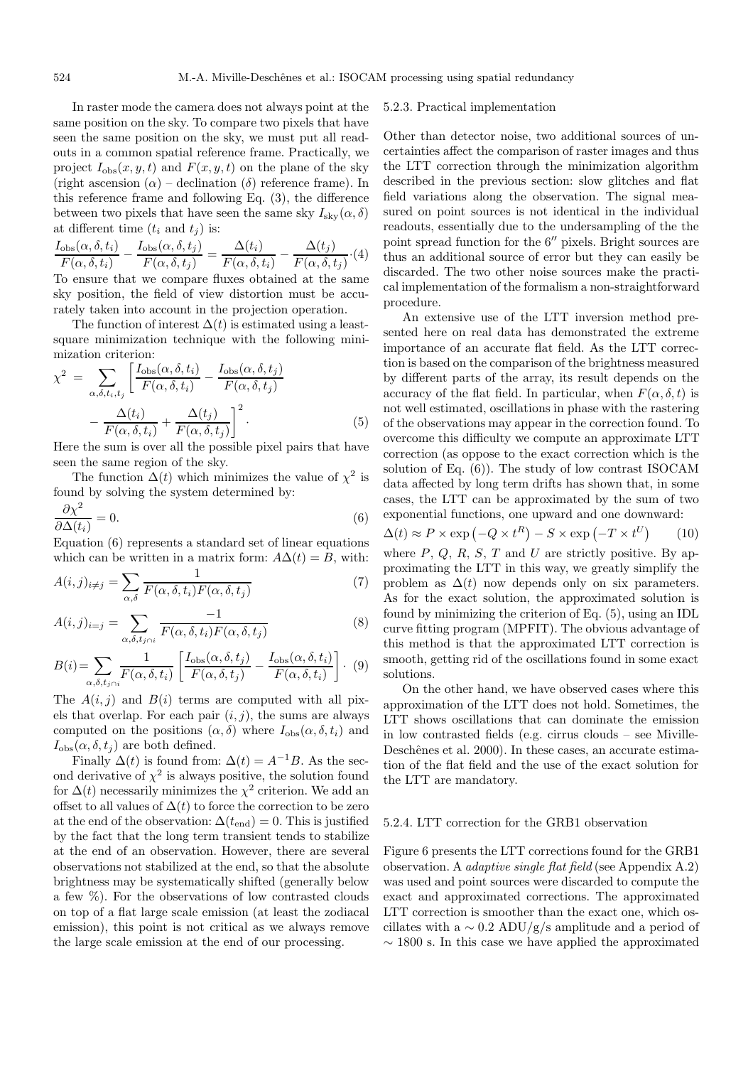In raster mode the camera does not always point at the same position on the sky. To compare two pixels that have seen the same position on the sky, we must put all readouts in a common spatial reference frame. Practically, we project $I_{\rm obs}(x,y,t)$ and $F(x,y,t)$ on the plane of the sky (right ascension ($\alpha$) – declination ($\delta$) reference frame). In this reference frame and following Eq. (3), the difference between two pixels that have seen the same sky $I_{\rm sky}(\alpha,\delta)$ at different time ($t_i$ and $t_j$) is:

$$\frac{I_{\rm obs}(\alpha,\delta,t_i)}{F(\alpha,\delta,t_i)} - \frac{I_{\rm obs}(\alpha,\delta,t_j)}{F(\alpha,\delta,t_j)} = \frac{\Delta(t_i)}{F(\alpha,\delta,t_i)} - \frac{\Delta(t_j)}{F(\alpha,\delta,t_j)} \cdot (4)$$

To ensure that we compare fluxes obtained at the same sky position, the field of view distortion must be accurately taken into account in the projection operation.

The function of interest $\Delta(t)$ is estimated using a least-square minimization technique with the following minimization criterion:

$$\chi^2 = \sum_{\alpha,\delta,t_i,t_j} \left[ \frac{I_{\rm obs}(\alpha,\delta,t_i)}{F(\alpha,\delta,t_i)} - \frac{I_{\rm obs}(\alpha,\delta,t_j)}{F(\alpha,\delta,t_j)} - \frac{\Delta(t_i)}{F(\alpha,\delta,t_i)} + \frac{\Delta(t_j)}{F(\alpha,\delta,t_j)} \right]^2. \quad (5)$$

Here the sum is over all the possible pixel pairs that have seen the same region of the sky.

The function $\Delta(t)$ which minimizes the value of $\chi^2$ is found by solving the system determined by:

$$\frac{\partial \chi^2}{\partial \Delta(t_i)} = 0. \quad (6)$$

Equation (6) represents a standard set of linear equations which can be written in a matrix form: $A\Delta(t) = B$, with:

$$A(i,j)_{i\neq j} = \sum_{\alpha,\delta} \frac{1}{F(\alpha,\delta,t_i)F(\alpha,\delta,t_j)} \quad (7)$$

$$A(i,j)_{i=j} = \sum_{\alpha,\delta,t_{j\cap i}} \frac{-1}{F(\alpha,\delta,t_i)F(\alpha,\delta,t_j)} \quad (8)$$

$$B(i) = \sum_{\alpha,\delta,t_{j\cap i}} \frac{1}{F(\alpha,\delta,t_i)} \left[ \frac{I_{\rm obs}(\alpha,\delta,t_j)}{F(\alpha,\delta,t_j)} - \frac{I_{\rm obs}(\alpha,\delta,t_i)}{F(\alpha,\delta,t_i)} \right] \cdot \quad (9)$$

The $A(i,j)$ and $B(i)$ terms are computed with all pixels that overlap. For each pair $(i,j)$, the sums are always computed on the positions $(\alpha,\delta)$ where $I_{\rm obs}(\alpha,\delta,t_i)$ and $I_{\rm obs}(\alpha,\delta,t_j)$ are both defined.

Finally $\Delta(t)$ is found from: $\Delta(t) = A^{-1}B$. As the second derivative of $\chi^2$ is always positive, the solution found for $\Delta(t)$ necessarily minimizes the $\chi^2$ criterion. We add an offset to all values of $\Delta(t)$ to force the correction to be zero at the end of the observation: $\Delta(t_{\rm end}) = 0$. This is justified by the fact that the long term transient tends to stabilize at the end of an observation. However, there are several observations not stabilized at the end, so that the absolute brightness may be systematically shifted (generally below a few %). For the observations of low contrasted clouds on top of a flat large scale emission (at least the zodiacal emission), this point is not critical as we always remove the large scale emission at the end of our processing.

#### 5.2.3. Practical implementation

Other than detector noise, two additional sources of uncertainties affect the comparison of raster images and thus the LTT correction through the minimization algorithm described in the previous section: slow glitches and flat field variations along the observation. The signal measured on point sources is not identical in the individual readouts, essentially due to the undersampling of the the point spread function for the 6″ pixels. Bright sources are thus an additional source of error but they can easily be discarded. The two other noise sources make the practical implementation of the formalism a non-straightforward procedure.

An extensive use of the LTT inversion method presented here on real data has demonstrated the extreme importance of an accurate flat field. As the LTT correction is based on the comparison of the brightness measured by different parts of the array, its result depends on the accuracy of the flat field. In particular, when $F(\alpha,\delta,t)$ is not well estimated, oscillations in phase with the rastering of the observations may appear in the correction found. To overcome this difficulty we compute an approximate LTT correction (as oppose to the exact correction which is the solution of Eq. (6)). The study of low contrast ISOCAM data affected by long term drifts has shown that, in some cases, the LTT can be approximated by the sum of two exponential functions, one upward and one downward:

$$\Delta(t) \approx P \times \exp\left(-Q \times t^R\right) - S \times \exp\left(-T \times t^U\right) \quad (10)$$

where $P$, $Q$, $R$, $S$, $T$ and $U$ are strictly positive. By approximating the LTT in this way, we greatly simplify the problem as $\Delta(t)$ now depends only on six parameters. As for the exact solution, the approximated solution is found by minimizing the criterion of Eq. (5), using an IDL curve fitting program (MPFIT). The obvious advantage of this method is that the approximated LTT correction is smooth, getting rid of the oscillations found in some exact solutions.

On the other hand, we have observed cases where this approximation of the LTT does not hold. Sometimes, the LTT shows oscillations that can dominate the emission in low contrasted fields (e.g. cirrus clouds – see Miville-Deschênes et al. 2000). In these cases, an accurate estimation of the flat field and the use of the exact solution for the LTT are mandatory.

#### 5.2.4. LTT correction for the GRB1 observation

Figure 6 presents the LTT corrections found for the GRB1 observation. A *adaptive single flat field* (see Appendix A.2) was used and point sources were discarded to compute the exact and approximated corrections. The approximated LTT correction is smoother than the exact one, which oscillates with a $\sim 0.2$ ADU/g/s amplitude and a period of $\sim 1800$ s. In this case we have applied the approximated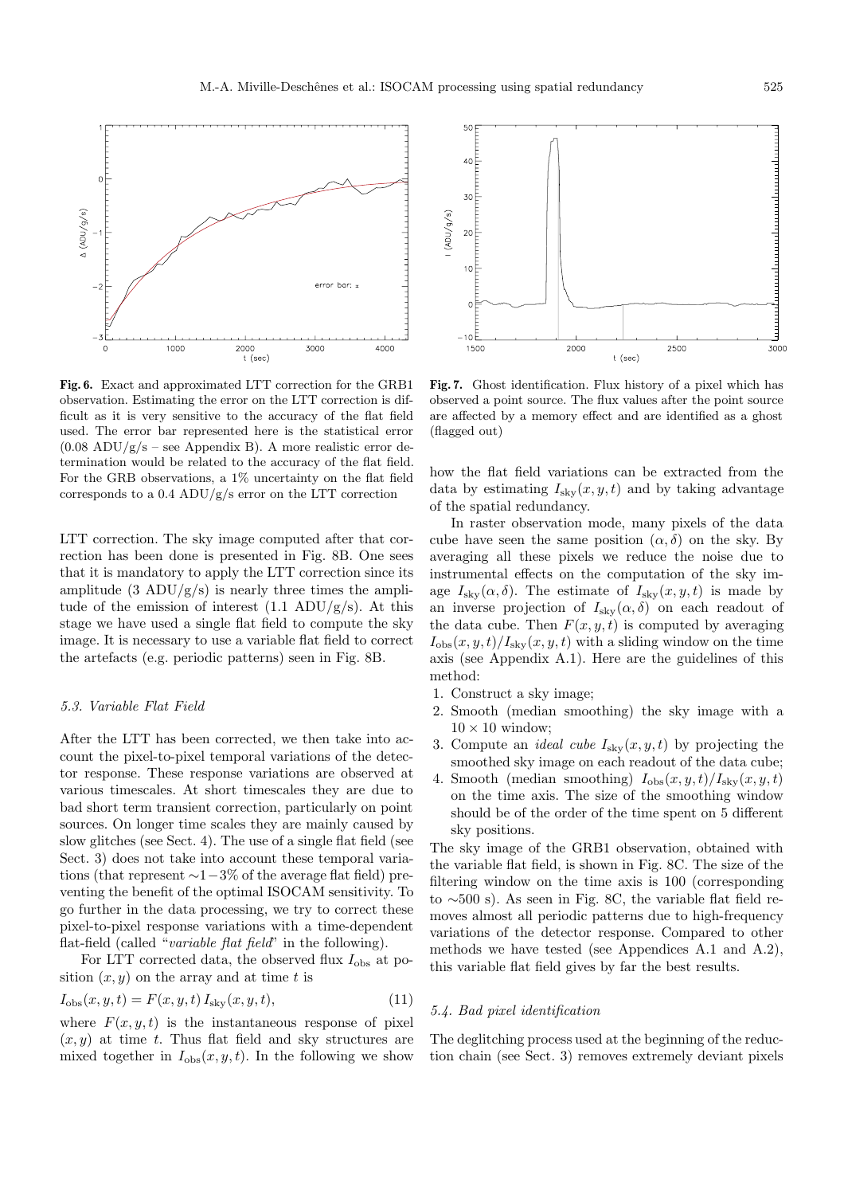**Fig. 6.** Exact and approximated LTT correction for the GRB1 observation. Estimating the error on the LTT correction is difficult as it is very sensitive to the accuracy of the flat field used. The error bar represented here is the statistical error (0.08 ADU/g/s – see Appendix B). A more realistic error determination would be related to the accuracy of the flat field. For the GRB observations, a 1% uncertainty on the flat field corresponds to a 0.4 ADU/g/s error on the LTT correction

**Fig. 7.** Ghost identification. Flux history of a pixel which has observed a point source. The flux values after the point source are affected by a memory effect and are identified as a ghost (flagged out)

LTT correction. The sky image computed after that correction has been done is presented in Fig. 8B. One sees that it is mandatory to apply the LTT correction since its amplitude (3 ADU/g/s) is nearly three times the amplitude of the emission of interest (1.1 ADU/g/s). At this stage we have used a single flat field to compute the sky image. It is necessary to use a variable flat field to correct the artefacts (e.g. periodic patterns) seen in Fig. 8B.

### 5.3. Variable Flat Field

After the LTT has been corrected, we then take into account the pixel-to-pixel temporal variations of the detector response. These response variations are observed at various timescales. At short timescales they are due to bad short term transient correction, particularly on point sources. On longer time scales they are mainly caused by slow glitches (see Sect. 4). The use of a single flat field (see Sect. 3) does not take into account these temporal variations (that represent $\sim$1−3% of the average flat field) preventing the benefit of the optimal ISOCAM sensitivity. To go further in the data processing, we try to correct these pixel-to-pixel response variations with a time-dependent flat-field (called "*variable flat field*" in the following).

For LTT corrected data, the observed flux $I_{\rm obs}$ at position $(x, y)$ on the array and at time $t$ is

$$I_{\rm obs}(x, y, t) = F(x, y, t)\, I_{\rm sky}(x, y, t), \tag{11}$$

where $F(x, y, t)$ is the instantaneous response of pixel $(x, y)$ at time $t$. Thus flat field and sky structures are mixed together in $I_{\rm obs}(x, y, t)$. In the following we show how the flat field variations can be extracted from the data by estimating $I_{\rm sky}(x, y, t)$ and by taking advantage of the spatial redundancy.

In raster observation mode, many pixels of the data cube have seen the same position $(\alpha, \delta)$ on the sky. By averaging all these pixels we reduce the noise due to instrumental effects on the computation of the sky image $I_{\rm sky}(\alpha, \delta)$. The estimate of $I_{\rm sky}(x, y, t)$ is made by an inverse projection of $I_{\rm sky}(\alpha, \delta)$ on each readout of the data cube. Then $F(x, y, t)$ is computed by averaging $I_{\rm obs}(x, y, t)/I_{\rm sky}(x, y, t)$ with a sliding window on the time axis (see Appendix A.1). Here are the guidelines of this method:

1. Construct a sky image;
2. Smooth (median smoothing) the sky image with a $10 \times 10$ window;
3. Compute an *ideal cube* $I_{\rm sky}(x, y, t)$ by projecting the smoothed sky image on each readout of the data cube;
4. Smooth (median smoothing) $I_{\rm obs}(x, y, t)/I_{\rm sky}(x, y, t)$ on the time axis. The size of the smoothing window should be of the order of the time spent on 5 different sky positions.

The sky image of the GRB1 observation, obtained with the variable flat field, is shown in Fig. 8C. The size of the filtering window on the time axis is 100 (corresponding to $\sim$500 s). As seen in Fig. 8C, the variable flat field removes almost all periodic patterns due to high-frequency variations of the detector response. Compared to other methods we have tested (see Appendices A.1 and A.2), this variable flat field gives by far the best results.

### 5.4. Bad pixel identification

The deglitching process used at the beginning of the reduction chain (see Sect. 3) removes extremely deviant pixels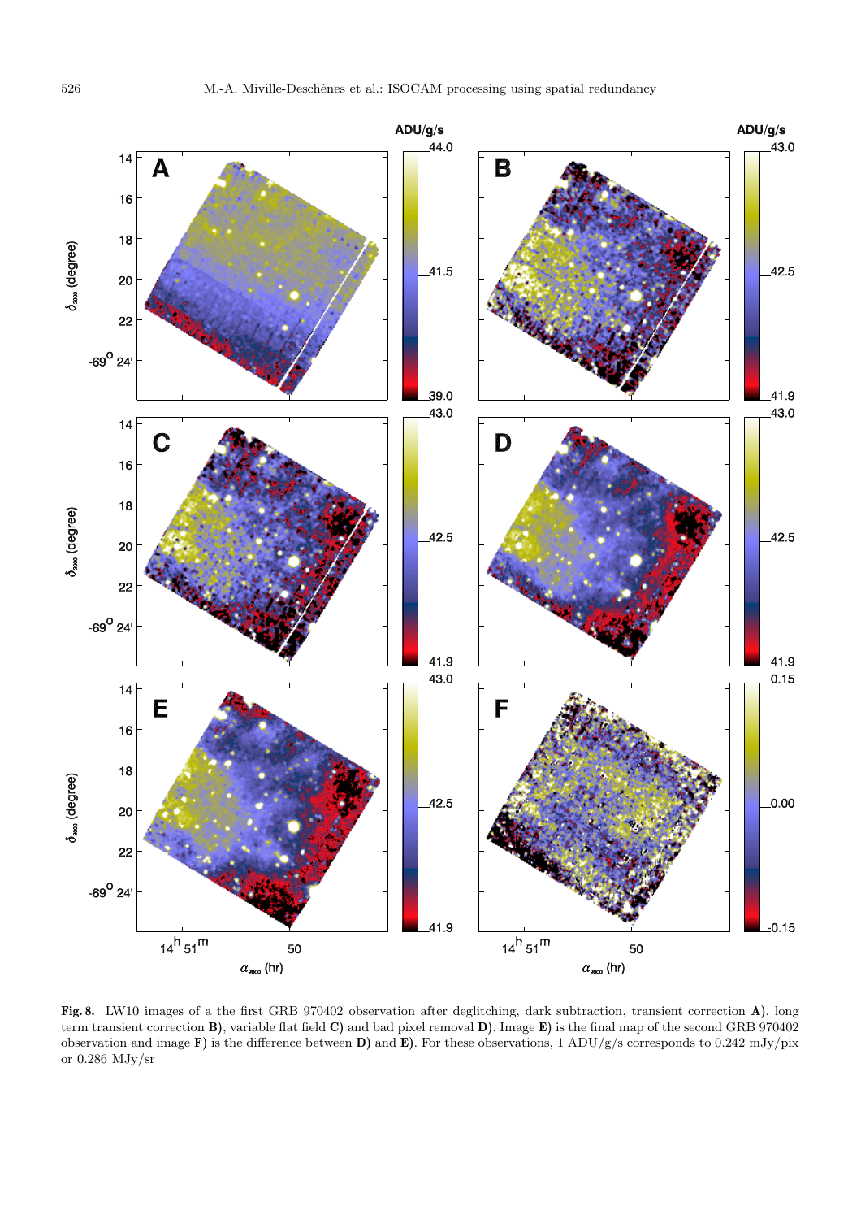**Fig. 8.** LW10 images of a the first GRB 970402 observation after deglitching, dark subtraction, transient correction **A)**, long term transient correction **B)**, variable flat field **C)** and bad pixel removal **D)**. Image **E)** is the final map of the second GRB 970402 observation and image **F)** is the difference between **D)** and **E)**. For these observations, 1 ADU/g/s corresponds to 0.242 mJy/pix or 0.286 MJy/sr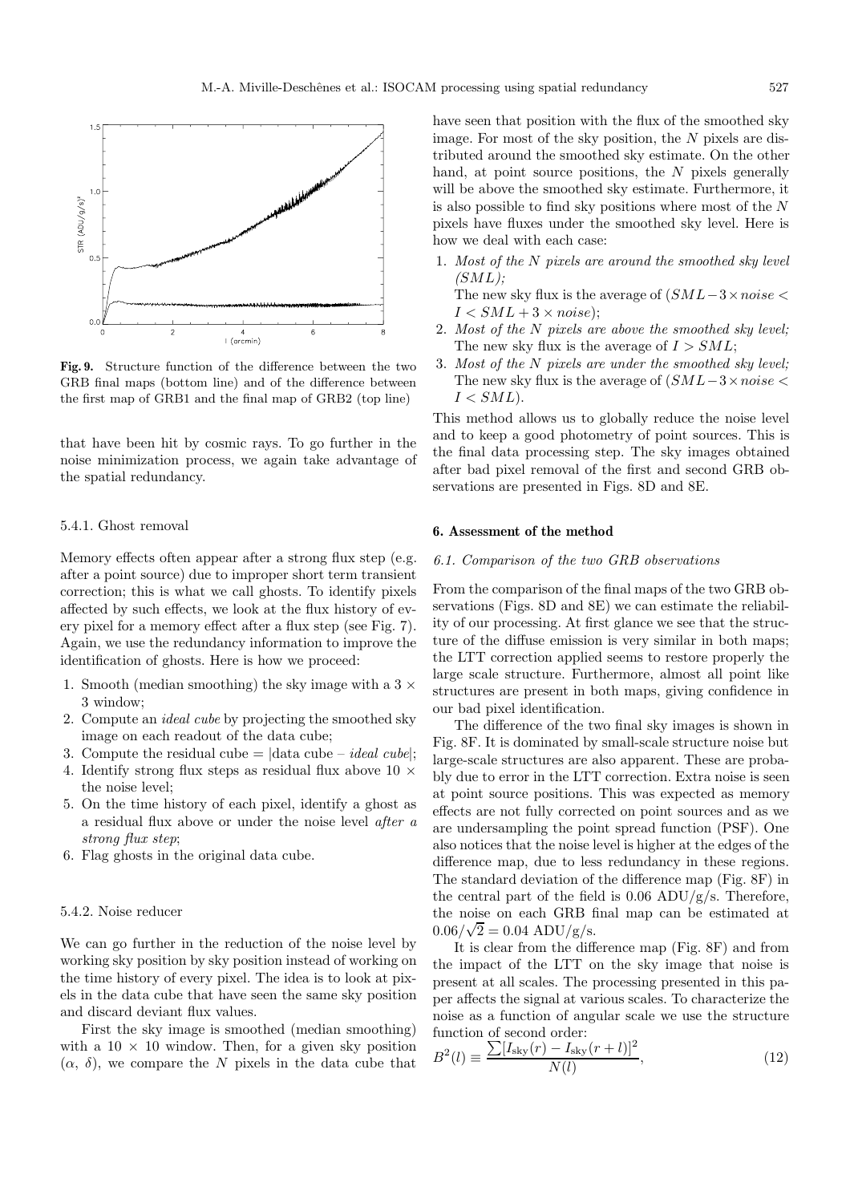**Fig. 9.** Structure function of the difference between the two GRB final maps (bottom line) and of the difference between the first map of GRB1 and the final map of GRB2 (top line)

that have been hit by cosmic rays. To go further in the noise minimization process, we again take advantage of the spatial redundancy.

#### 5.4.1. Ghost removal

Memory effects often appear after a strong flux step (e.g. after a point source) due to improper short term transient correction; this is what we call ghosts. To identify pixels affected by such effects, we look at the flux history of every pixel for a memory effect after a flux step (see Fig. 7). Again, we use the redundancy information to improve the identification of ghosts. Here is how we proceed:

1. Smooth (median smoothing) the sky image with a $3 \times 3$ window;
2. Compute an *ideal cube* by projecting the smoothed sky image on each readout of the data cube;
3. Compute the residual cube = |data cube – *ideal cube*|;
4. Identify strong flux steps as residual flux above $10 \times$ the noise level;
5. On the time history of each pixel, identify a ghost as a residual flux above or under the noise level *after a strong flux step*;
6. Flag ghosts in the original data cube.

#### 5.4.2. Noise reducer

We can go further in the reduction of the noise level by working sky position by sky position instead of working on the time history of every pixel. The idea is to look at pixels in the data cube that have seen the same sky position and discard deviant flux values.

First the sky image is smoothed (median smoothing) with a $10 \times 10$ window. Then, for a given sky position $(\alpha, \delta)$, we compare the $N$ pixels in the data cube that have seen that position with the flux of the smoothed sky image. For most of the sky position, the $N$ pixels are distributed around the smoothed sky estimate. On the other hand, at point source positions, the $N$ pixels generally will be above the smoothed sky estimate. Furthermore, it is also possible to find sky positions where most of the $N$ pixels have fluxes under the smoothed sky level. Here is how we deal with each case:

1. *Most of the $N$ pixels are around the smoothed sky level (SML);*
   The new sky flux is the average of $(SML - 3 \times noise < I < SML + 3 \times noise)$;
2. *Most of the $N$ pixels are above the smoothed sky level;*
   The new sky flux is the average of $I > SML$;
3. *Most of the $N$ pixels are under the smoothed sky level;*
   The new sky flux is the average of $(SML - 3 \times noise < I < SML)$.

This method allows us to globally reduce the noise level and to keep a good photometry of point sources. This is the final data processing step. The sky images obtained after bad pixel removal of the first and second GRB observations are presented in Figs. 8D and 8E.

## 6. Assessment of the method

### 6.1. Comparison of the two GRB observations

From the comparison of the final maps of the two GRB observations (Figs. 8D and 8E) we can estimate the reliability of our processing. At first glance we see that the structure of the diffuse emission is very similar in both maps; the LTT correction applied seems to restore properly the large scale structure. Furthermore, almost all point like structures are present in both maps, giving confidence in our bad pixel identification.

The difference of the two final sky images is shown in Fig. 8F. It is dominated by small-scale structure noise but large-scale structures are also apparent. These are probably due to error in the LTT correction. Extra noise is seen at point source positions. This was expected as memory effects are not fully corrected on point sources and as we are undersampling the point spread function (PSF). One also notices that the noise level is higher at the edges of the difference map, due to less redundancy in these regions. The standard deviation of the difference map (Fig. 8F) in the central part of the field is 0.06 ADU/g/s. Therefore, the noise on each GRB final map can be estimated at $0.06/\sqrt{2} = 0.04$ ADU/g/s.

It is clear from the difference map (Fig. 8F) and from the impact of the LTT on the sky image that noise is present at all scales. The processing presented in this paper affects the signal at various scales. To characterize the noise as a function of angular scale we use the structure function of second order:

$$B^2(l) \equiv \frac{\sum [I_{\rm sky}(r) - I_{\rm sky}(r+l)]^2}{N(l)}, \tag{12}$$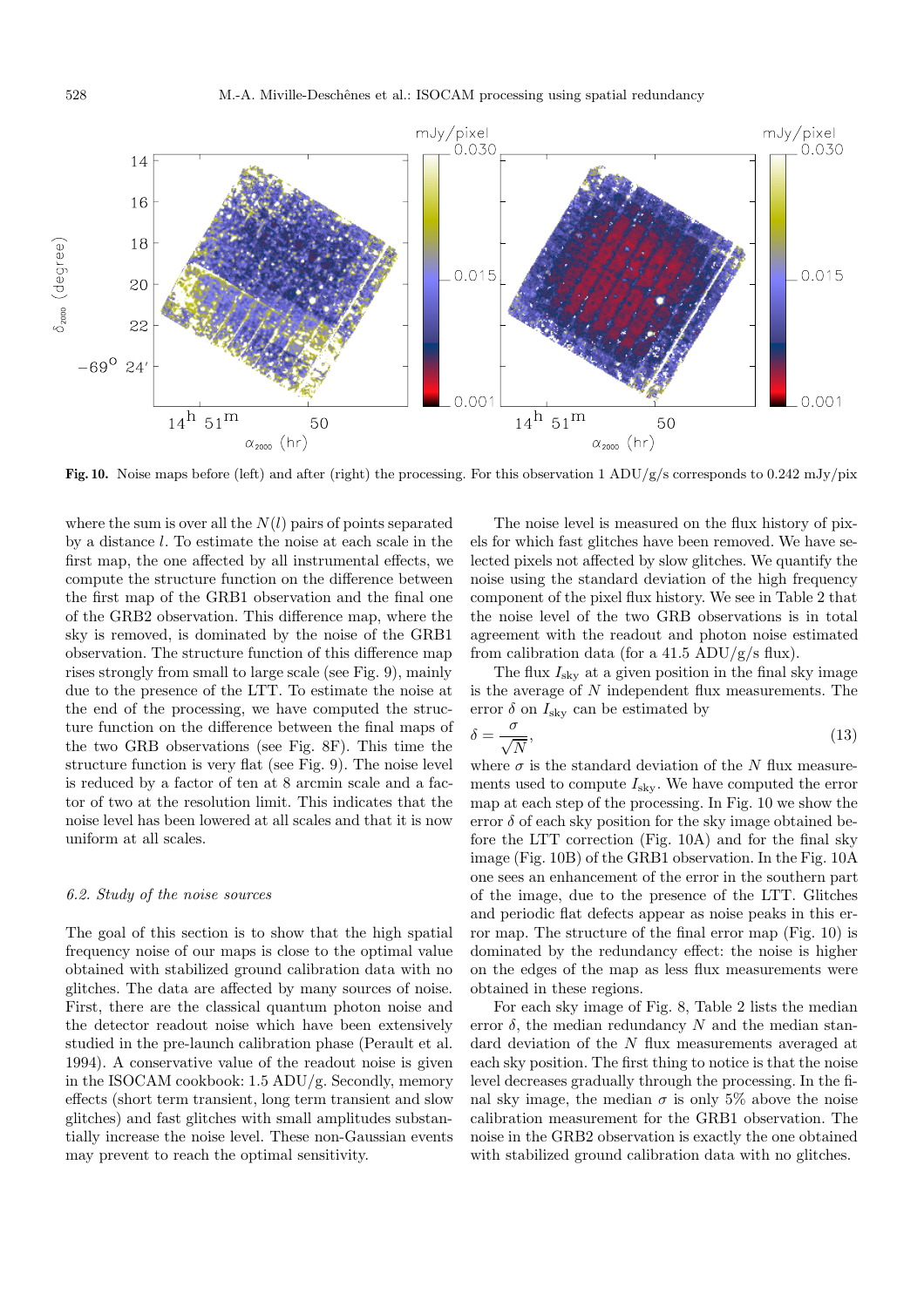Fig. 10. Noise maps before (left) and after (right) the processing. For this observation 1 ADU/g/s corresponds to 0.242 mJy/pix

where the sum is over all the $N(l)$ pairs of points separated by a distance $l$. To estimate the noise at each scale in the first map, the one affected by all instrumental effects, we compute the structure function on the difference between the first map of the GRB1 observation and the final one of the GRB2 observation. This difference map, where the sky is removed, is dominated by the noise of the GRB1 observation. The structure function of this difference map rises strongly from small to large scale (see Fig. 9), mainly due to the presence of the LTT. To estimate the noise at the end of the processing, we have computed the structure function on the difference between the final maps of the two GRB observations (see Fig. 8F). This time the structure function is very flat (see Fig. 9). The noise level is reduced by a factor of ten at 8 arcmin scale and a factor of two at the resolution limit. This indicates that the noise level has been lowered at all scales and that it is now uniform at all scales.

### 6.2. Study of the noise sources

The goal of this section is to show that the high spatial frequency noise of our maps is close to the optimal value obtained with stabilized ground calibration data with no glitches. The data are affected by many sources of noise. First, there are the classical quantum photon noise and the detector readout noise which have been extensively studied in the pre-launch calibration phase (Perault et al. 1994). A conservative value of the readout noise is given in the ISOCAM cookbook: 1.5 ADU/g. Secondly, memory effects (short term transient, long term transient and slow glitches) and fast glitches with small amplitudes substantially increase the noise level. These non-Gaussian events may prevent to reach the optimal sensitivity.

The noise level is measured on the flux history of pixels for which fast glitches have been removed. We have selected pixels not affected by slow glitches. We quantify the noise using the standard deviation of the high frequency component of the pixel flux history. We see in Table 2 that the noise level of the two GRB observations is in total agreement with the readout and photon noise estimated from calibration data (for a 41.5 ADU/g/s flux).

The flux $I_{\rm sky}$ at a given position in the final sky image is the average of $N$ independent flux measurements. The error $\delta$ on $I_{\rm sky}$ can be estimated by

$$\delta = \frac{\sigma}{\sqrt{N}}, \tag{13}$$

where $\sigma$ is the standard deviation of the $N$ flux measurements used to compute $I_{\rm sky}$. We have computed the error map at each step of the processing. In Fig. 10 we show the error $\delta$ of each sky position for the sky image obtained before the LTT correction (Fig. 10A) and for the final sky image (Fig. 10B) of the GRB1 observation. In the Fig. 10A one sees an enhancement of the error in the southern part of the image, due to the presence of the LTT. Glitches and periodic flat defects appear as noise peaks in this error map. The structure of the final error map (Fig. 10) is dominated by the redundancy effect: the noise is higher on the edges of the map as less flux measurements were obtained in these regions.

For each sky image of Fig. 8, Table 2 lists the median error $\delta$, the median redundancy $N$ and the median standard deviation of the $N$ flux measurements averaged at each sky position. The first thing to notice is that the noise level decreases gradually through the processing. In the final sky image, the median $\sigma$ is only 5% above the noise calibration measurement for the GRB1 observation. The noise in the GRB2 observation is exactly the one obtained with stabilized ground calibration data with no glitches.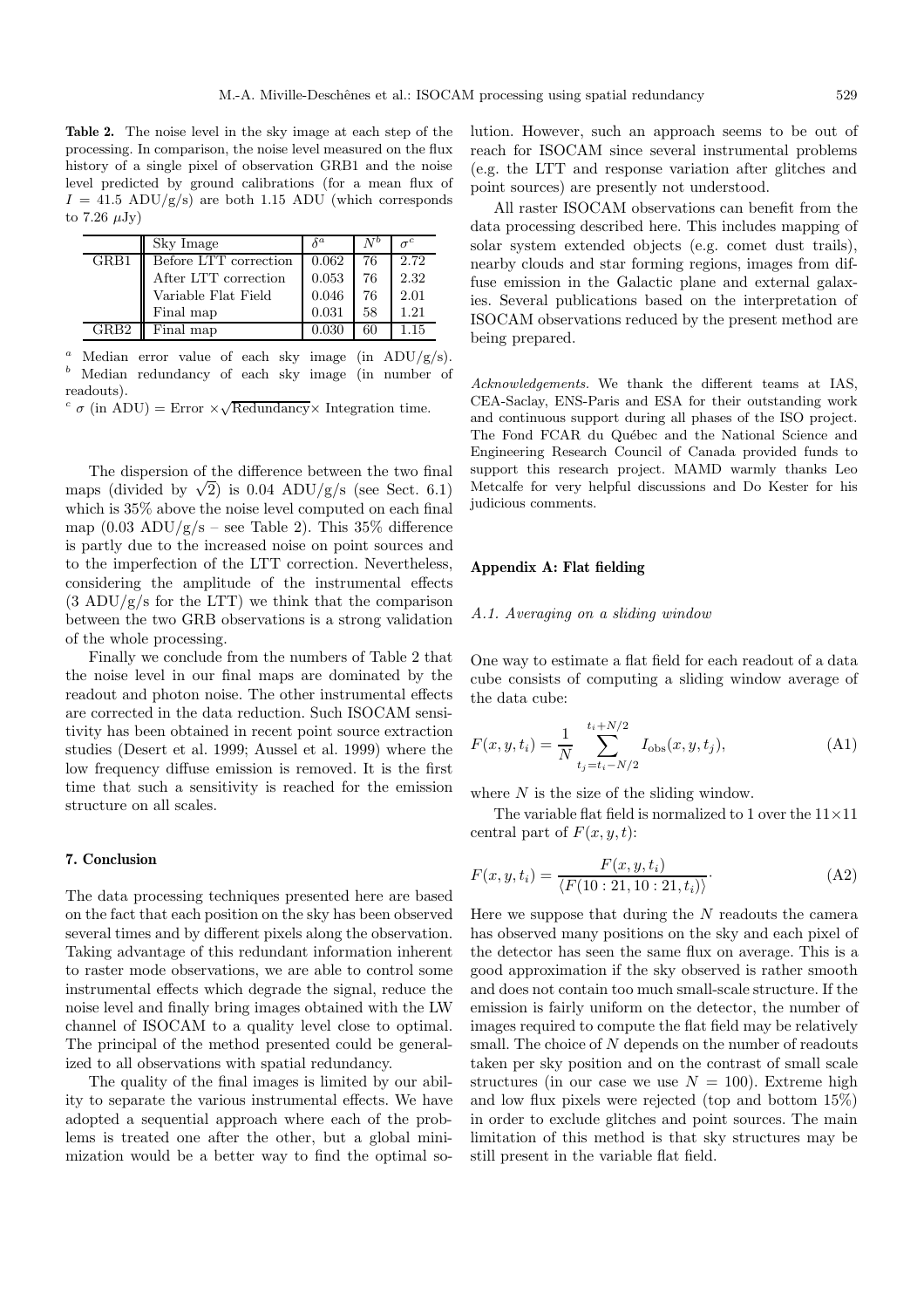**Table 2.** The noise level in the sky image at each step of the processing. In comparison, the noise level measured on the flux history of a single pixel of observation GRB1 and the noise level predicted by ground calibrations (for a mean flux of $I = 41.5$ ADU/g/s) are both 1.15 ADU (which corresponds to 7.26 $\mu$Jy)

| | Sky Image | $\delta^a$ | $N^b$ | $\sigma^c$ |
|---|---|---|---|---|
| GRB1 | Before LTT correction | 0.062 | 76 | 2.72 |
| | After LTT correction | 0.053 | 76 | 2.32 |
| | Variable Flat Field | 0.046 | 76 | 2.01 |
| | Final map | 0.031 | 58 | 1.21 |
| GRB2 | Final map | 0.030 | 60 | 1.15 |

[a] Median error value of each sky image (in ADU/g/s).
[b] Median redundancy of each sky image (in number of readouts).
[c] $\sigma$ (in ADU) = Error $\times\sqrt{\text{Redundancy}}\times$ Integration time.

The dispersion of the difference between the two final maps (divided by $\sqrt{2}$) is 0.04 ADU/g/s (see Sect. 6.1) which is 35% above the noise level computed on each final map (0.03 ADU/g/s – see Table 2). This 35% difference is partly due to the increased noise on point sources and to the imperfection of the LTT correction. Nevertheless, considering the amplitude of the instrumental effects (3 ADU/g/s for the LTT) we think that the comparison between the two GRB observations is a strong validation of the whole processing.

Finally we conclude from the numbers of Table 2 that the noise level in our final maps are dominated by the readout and photon noise. The other instrumental effects are corrected in the data reduction. Such ISOCAM sensitivity has been obtained in recent point source extraction studies (Desert et al. 1999; Aussel et al. 1999) where the low frequency diffuse emission is removed. It is the first time that such a sensitivity is reached for the emission structure on all scales.

## 7. Conclusion

The data processing techniques presented here are based on the fact that each position on the sky has been observed several times and by different pixels along the observation. Taking advantage of this redundant information inherent to raster mode observations, we are able to control some instrumental effects which degrade the signal, reduce the noise level and finally bring images obtained with the LW channel of ISOCAM to a quality level close to optimal. The principal of the method presented could be generalized to all observations with spatial redundancy.

The quality of the final images is limited by our ability to separate the various instrumental effects. We have adopted a sequential approach where each of the problems is treated one after the other, but a global minimization would be a better way to find the optimal solution. However, such an approach seems to be out of reach for ISOCAM since several instrumental problems (e.g. the LTT and response variation after glitches and point sources) are presently not understood.

All raster ISOCAM observations can benefit from the data processing described here. This includes mapping of solar system extended objects (e.g. comet dust trails), nearby clouds and star forming regions, images from diffuse emission in the Galactic plane and external galaxies. Several publications based on the interpretation of ISOCAM observations reduced by the present method are being prepared.

*Acknowledgements.* We thank the different teams at IAS, CEA-Saclay, ENS-Paris and ESA for their outstanding work and continuous support during all phases of the ISO project. The Fond FCAR du Québec and the National Science and Engineering Research Council of Canada provided funds to support this research project. MAMD warmly thanks Leo Metcalfe for very helpful discussions and Do Kester for his judicious comments.

## Appendix A: Flat fielding

### *A.1. Averaging on a sliding window*

One way to estimate a flat field for each readout of a data cube consists of computing a sliding window average of the data cube:

$$F(x,y,t_i) = \frac{1}{N}\sum_{t_j=t_i-N/2}^{t_i+N/2} I_{\rm obs}(x,y,t_j), \tag{A1}$$

where $N$ is the size of the sliding window.

The variable flat field is normalized to 1 over the $11\times11$ central part of $F(x,y,t)$:

$$F(x,y,t_i) = \frac{F(x,y,t_i)}{\langle F(10:21,10:21,t_i)\rangle}. \tag{A2}$$

Here we suppose that during the $N$ readouts the camera has observed many positions on the sky and each pixel of the detector has seen the same flux on average. This is a good approximation if the sky observed is rather smooth and does not contain too much small-scale structure. If the emission is fairly uniform on the detector, the number of images required to compute the flat field may be relatively small. The choice of $N$ depends on the number of readouts taken per sky position and on the contrast of small scale structures (in our case we use $N = 100$). Extreme high and low flux pixels were rejected (top and bottom 15%) in order to exclude glitches and point sources. The main limitation of this method is that sky structures may be still present in the variable flat field.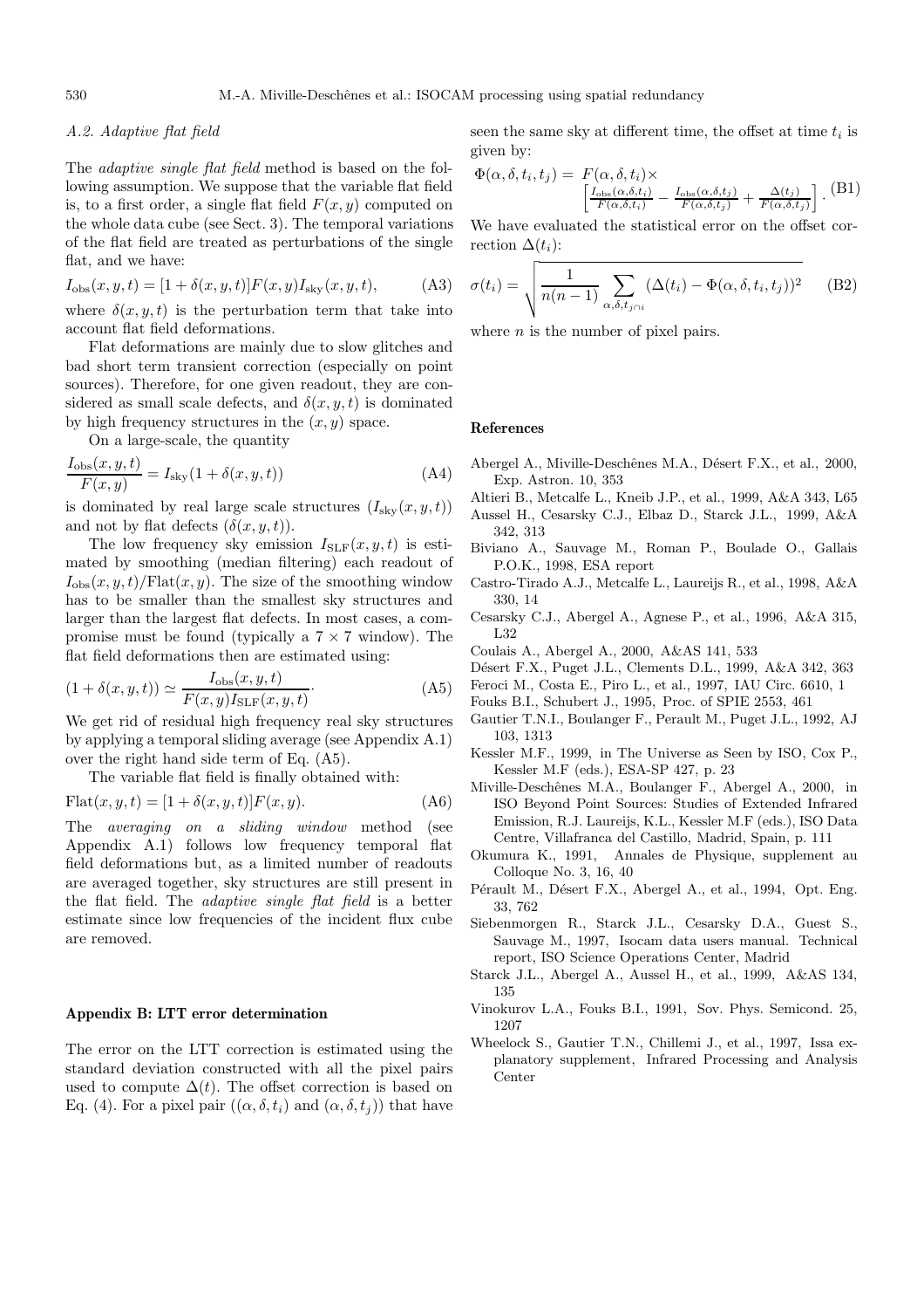### A.2. Adaptive flat field

The *adaptive single flat field* method is based on the following assumption. We suppose that the variable flat field is, to a first order, a single flat field $F(x,y)$ computed on the whole data cube (see Sect. 3). The temporal variations of the flat field are treated as perturbations of the single flat, and we have:

$$I_{\rm obs}(x,y,t) = [1+\delta(x,y,t)]F(x,y)I_{\rm sky}(x,y,t), \quad \text{(A3)}$$

where $\delta(x,y,t)$ is the perturbation term that take into account flat field deformations.

Flat deformations are mainly due to slow glitches and bad short term transient correction (especially on point sources). Therefore, for one given readout, they are considered as small scale defects, and $\delta(x,y,t)$ is dominated by high frequency structures in the $(x,y)$ space.

On a large-scale, the quantity

$$\frac{I_{\rm obs}(x,y,t)}{F(x,y)} = I_{\rm sky}(1+\delta(x,y,t)) \quad \text{(A4)}$$

is dominated by real large scale structures ($I_{\rm sky}(x,y,t)$) and not by flat defects ($\delta(x,y,t)$).

The low frequency sky emission $I_{\rm SLF}(x,y,t)$ is estimated by smoothing (median filtering) each readout of $I_{\rm obs}(x,y,t)/{\rm Flat}(x,y)$. The size of the smoothing window has to be smaller than the smallest sky structures and larger than the largest flat defects. In most cases, a compromise must be found (typically a $7\times 7$ window). The flat field deformations then are estimated using:

$$(1+\delta(x,y,t)) \simeq \frac{I_{\rm obs}(x,y,t)}{F(x,y)I_{\rm SLF}(x,y,t)}. \quad \text{(A5)}$$

We get rid of residual high frequency real sky structures by applying a temporal sliding average (see Appendix A.1) over the right hand side term of Eq. (A5).

The variable flat field is finally obtained with:

$${\rm Flat}(x,y,t) = [1+\delta(x,y,t)]F(x,y). \quad \text{(A6)}$$

The *averaging on a sliding window* method (see Appendix A.1) follows low frequency temporal flat field deformations but, as a limited number of readouts are averaged together, sky structures are still present in the flat field. The *adaptive single flat field* is a better estimate since low frequencies of the incident flux cube are removed.

## Appendix B: LTT error determination

The error on the LTT correction is estimated using the standard deviation constructed with all the pixel pairs used to compute $\Delta(t)$. The offset correction is based on Eq. (4). For a pixel pair ($(\alpha,\delta,t_i)$ and $(\alpha,\delta,t_j)$) that have seen the same sky at different time, the offset at time $t_i$ is given by:

$$\Phi(\alpha,\delta,t_i,t_j) = F(\alpha,\delta,t_i)\times \left[\frac{I_{\rm obs}(\alpha,\delta,t_i)}{F(\alpha,\delta,t_i)} - \frac{I_{\rm obs}(\alpha,\delta,t_j)}{F(\alpha,\delta,t_j)} + \frac{\Delta(t_j)}{F(\alpha,\delta,t_j)}\right]. \quad \text{(B1)}$$

We have evaluated the statistical error on the offset correction $\Delta(t_i)$:

$$\sigma(t_i) = \sqrt{\frac{1}{n(n-1)}\sum_{\alpha,\delta,t_{j\cap i}}(\Delta(t_i)-\Phi(\alpha,\delta,t_i,t_j))^2} \quad \text{(B2)}$$

where $n$ is the number of pixel pairs.

## References

Abergel A., Miville-Deschênes M.A., Désert F.X., et al., 2000, Exp. Astron. 10, 353

Altieri B., Metcalfe L., Kneib J.P., et al., 1999, A&A 343, L65

Aussel H., Cesarsky C.J., Elbaz D., Starck J.L., 1999, A&A 342, 313

Biviano A., Sauvage M., Roman P., Boulade O., Gallais P.O.K., 1998, ESA report

Castro-Tirado A.J., Metcalfe L., Laureijs R., et al., 1998, A&A 330, 14

Cesarsky C.J., Abergel A., Agnese P., et al., 1996, A&A 315, L32

Coulais A., Abergel A., 2000, A&AS 141, 533

Désert F.X., Puget J.L., Clements D.L., 1999, A&A 342, 363

Feroci M., Costa E., Piro L., et al., 1997, IAU Circ. 6610, 1

Fouks B.I., Schubert J., 1995, Proc. of SPIE 2553, 461

Gautier T.N.I., Boulanger F., Perault M., Puget J.L., 1992, AJ 103, 1313

Kessler M.F., 1999, in The Universe as Seen by ISO, Cox P., Kessler M.F (eds.), ESA-SP 427, p. 23

Miville-Deschênes M.A., Boulanger F., Abergel A., 2000, in ISO Beyond Point Sources: Studies of Extended Infrared Emission, R.J. Laureijs, K.L., Kessler M.F (eds.), ISO Data Centre, Villafranca del Castillo, Madrid, Spain, p. 111

Okumura K., 1991, Annales de Physique, supplement au Colloque No. 3, 16, 40

Pérault M., Désert F.X., Abergel A., et al., 1994, Opt. Eng. 33, 762

Siebenmorgen R., Starck J.L., Cesarsky D.A., Guest S., Sauvage M., 1997, Isocam data users manual. Technical report, ISO Science Operations Center, Madrid

Starck J.L., Abergel A., Aussel H., et al., 1999, A&AS 134, 135

Vinokurov L.A., Fouks B.I., 1991, Sov. Phys. Semicond. 25, 1207

Wheelock S., Gautier T.N., Chillemi J., et al., 1997, Issa explanatory supplement, Infrared Processing and Analysis Center